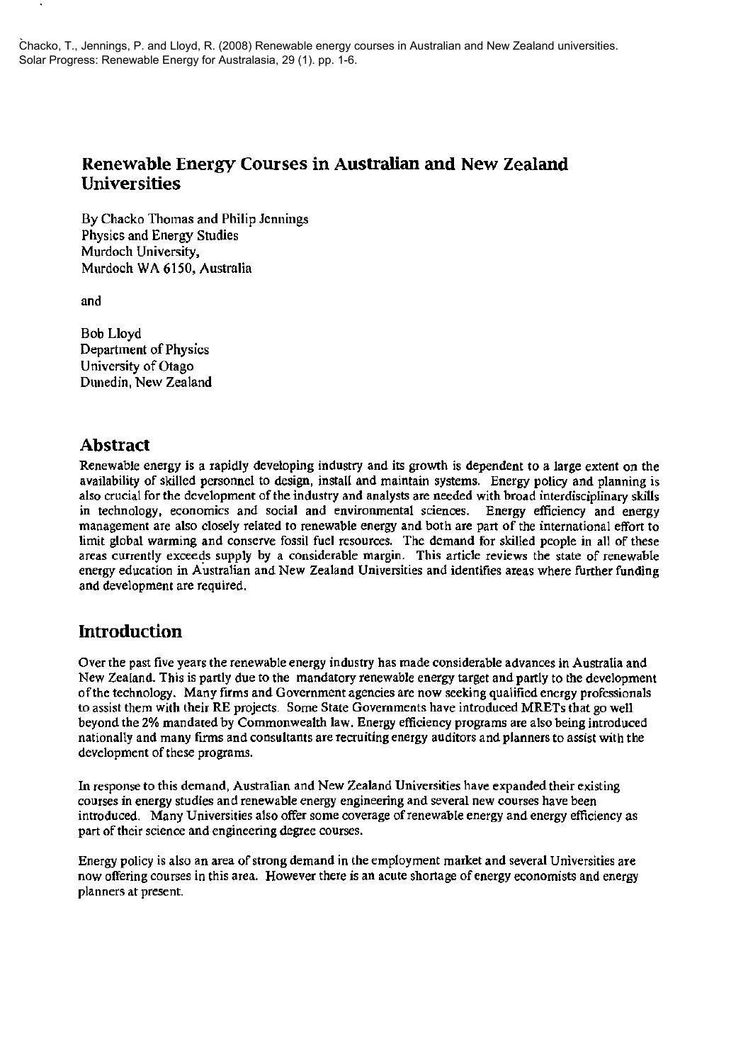Chacko, T., Jennings, P. and Lloyd, R. (2008) Renewable energy courses in Australian and New Zealand universities. Solar Progress: Renewable Energy for Australasia, 29 (1). pp. 1-6.

# Renewable Energy Courses in Australian and New Zealand Universities

By Chacko Thomas and Philip Jennings
Physics and Energy Studies
Murdoch University,
Murdoch WA 6150, Australia

and

Bob Lloyd
Department of Physics
University of Otago
Dunedin, New Zealand

## Abstract

Renewable energy is a rapidly developing industry and its growth is dependent to a large extent on the availability of skilled personnel to design, install and maintain systems. Energy policy and planning is also crucial for the development of the industry and analysts are needed with broad interdisciplinary skills in technology, economics and social and environmental sciences. Energy efficiency and energy management are also closely related to renewable energy and both are part of the international effort to limit global warming and conserve fossil fuel resources. The demand for skilled people in all of these areas currently exceeds supply by a considerable margin. This article reviews the state of renewable energy education in Australian and New Zealand Universities and identifies areas where further funding and development are required.

## Introduction

Over the past five years the renewable energy industry has made considerable advances in Australia and New Zealand. This is partly due to the mandatory renewable energy target and partly to the development of the technology. Many firms and Government agencies are now seeking qualified energy professionals to assist them with their RE projects. Some State Governments have introduced MRETs that go well beyond the 2% mandated by Commonwealth law. Energy efficiency programs are also being introduced nationally and many firms and consultants are recruiting energy auditors and planners to assist with the development of these programs.

In response to this demand, Australian and New Zealand Universities have expanded their existing courses in energy studies and renewable energy engineering and several new courses have been introduced. Many Universities also offer some coverage of renewable energy and energy efficiency as part of their science and engineering degree courses.

Energy policy is also an area of strong demand in the employment market and several Universities are now offering courses in this area. However there is an acute shortage of energy economists and energy planners at present.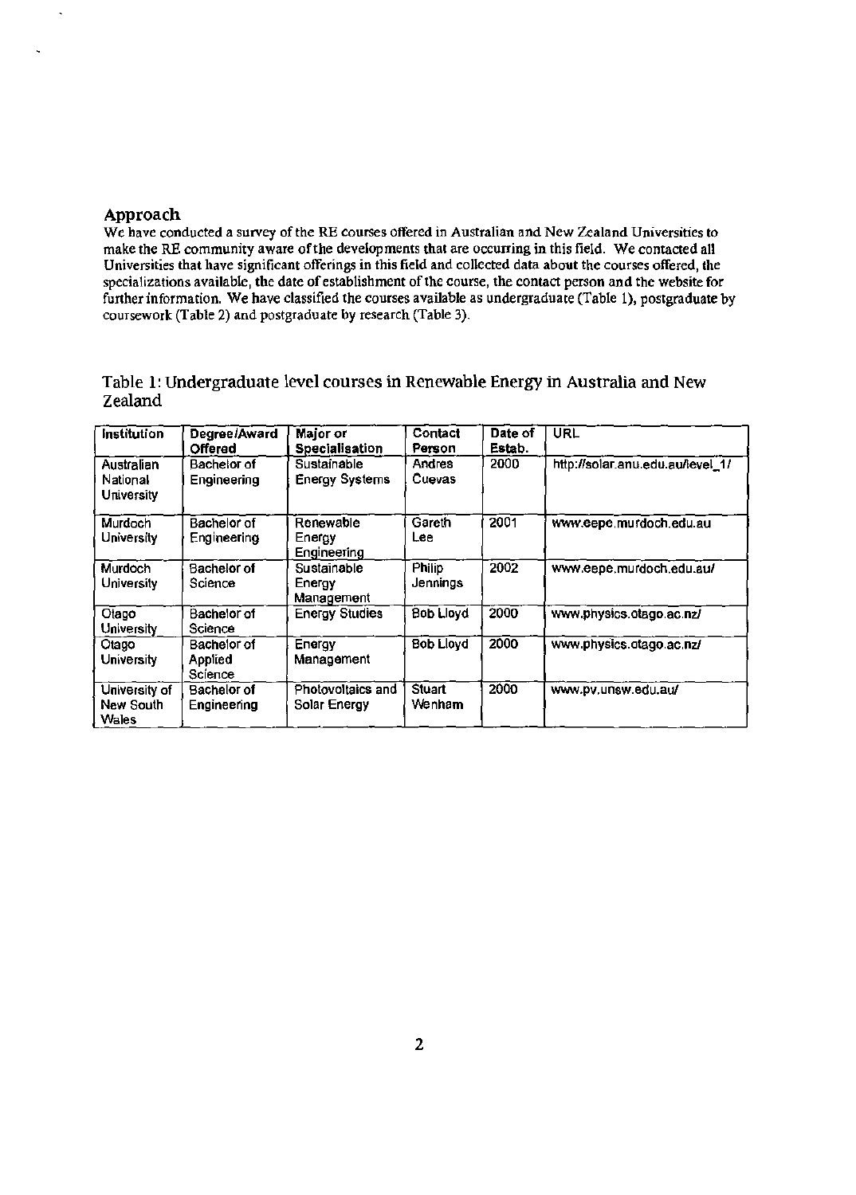## Approach

We have conducted a survey of the RE courses offered in Australian and New Zealand Universities to make the RE community aware of the developments that are occurring in this field. We contacted all Universities that have significant offerings in this field and collected data about the courses offered, the specializations available, the date of establishment of the course, the contact person and the website for further information. We have classified the courses available as undergraduate (Table 1), postgraduate by coursework (Table 2) and postgraduate by research (Table 3).

Table 1: Undergraduate level courses in Renewable Energy in Australia and New Zealand

| Institution | Degree/Award Offered | Major or Specialisation | Contact Person | Date of Estab. | URL |
|---|---|---|---|---|---|
| Australian National University | Bachelor of Engineering | Sustainable Energy Systems | Andres Cuevas | 2000 | http://solar.anu.edu.au/level_1/ |
| Murdoch University | Bachelor of Engineering | Renewable Energy Engineering | Gareth Lee | 2001 | www.eepe.murdoch.edu.au |
| Murdoch University | Bachelor of Science | Sustainable Energy Management | Philip Jennings | 2002 | www.eepe.murdoch.edu.au/ |
| Otago University | Bachelor of Science | Energy Studies | Bob Lloyd | 2000 | www.physics.otago.ac.nz/ |
| Otago University | Bachelor of Applied Science | Energy Management | Bob Lloyd | 2000 | www.physics.otago.ac.nz/ |
| University of New South Wales | Bachelor of Engineering | Photovoltaics and Solar Energy | Stuart Wenham | 2000 | www.pv.unsw.edu.au/ |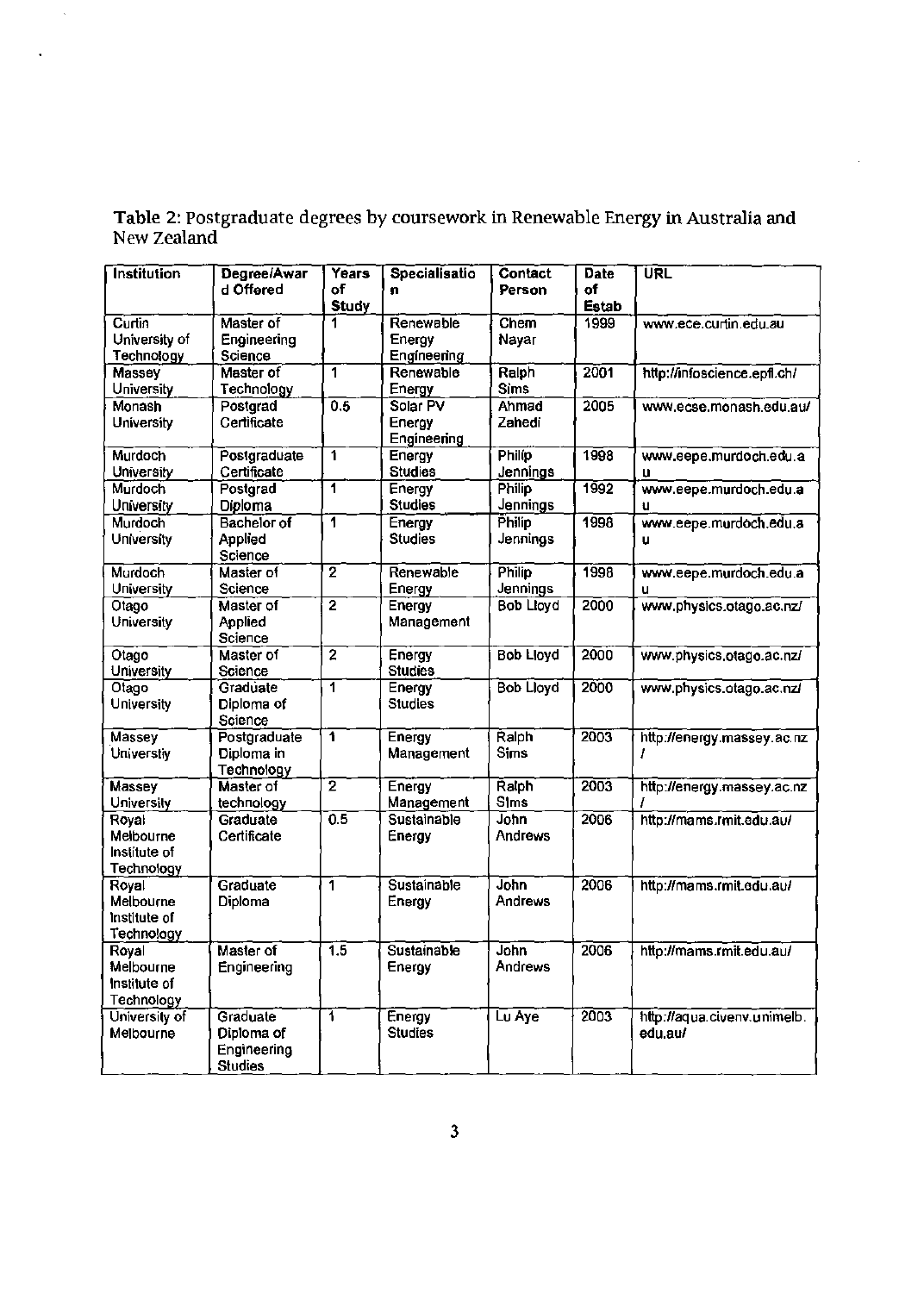**Table 2:** Postgraduate degrees by coursework in Renewable Energy in Australia and New Zealand

| Institution | Degree/Award Offered | Years of Study | Specialisation | Contact Person | Date of Estab | URL |
|---|---|---|---|---|---|---|
| Curtin University of Technology | Master of Engineering Science | 1 | Renewable Energy Engineering | Chem Nayar | 1999 | www.ece.curtin.edu.au |
| Massey University | Master of Technology | 1 | Renewable Energy | Ralph Sims | 2001 | http://infoscience.epfl.ch/ |
| Monash University | Postgrad Certificate | 0.5 | Solar PV Energy Engineering | Ahmad Zahedi | 2005 | www.ecse.monash.edu.au/ |
| Murdoch University | Postgraduate Certificate | 1 | Energy Studies | Philip Jennings | 1998 | www.eepe.murdoch.edu.au |
| Murdoch University | Postgrad Diploma | 1 | Energy Studies | Philip Jennings | 1992 | www.eepe.murdoch.edu.au |
| Murdoch University | Bachelor of Applied Science | 1 | Energy Studies | Philip Jennings | 1998 | www.eepe.murdoch.edu.au |
| Murdoch University | Master of Science | 2 | Renewable Energy | Philip Jennings | 1998 | www.eepe.murdoch.edu.au |
| Otago University | Master of Applied Science | 2 | Energy Management | Bob Lloyd | 2000 | www.physics.otago.ac.nz/ |
| Otago University | Master of Science | 2 | Energy Studies | Bob Lloyd | 2000 | www.physics.otago.ac.nz/ |
| Otago University | Graduate Diploma of Science | 1 | Energy Studies | Bob Lloyd | 2000 | www.physics.otago.ac.nz/ |
| Massey Universtiy | Postgraduate Diploma in Technology | 1 | Energy Management | Ralph Sims | 2003 | http://energy.massey.ac.nz/ |
| Massey University | Master of technology | 2 | Energy Management | Ralph Sims | 2003 | http://energy.massey.ac.nz/ |
| Royal Melbourne Institute of Technology | Graduate Certificate | 0.5 | Sustainable Energy | John Andrews | 2006 | http://mams.rmit.edu.au/ |
| Royal Melbourne Institute of Technology | Graduate Diploma | 1 | Sustainable Energy | John Andrews | 2006 | http://mams.rmit.edu.au/ |
| Royal Melbourne Institute of Technology | Master of Engineering | 1.5 | Sustainable Energy | John Andrews | 2006 | http://mams.rmit.edu.au/ |
| University of Melbourne | Graduate Diploma of Engineering Studies | 1 | Energy Studies | Lu Aye | 2003 | http://aqua.civenv.unimelb.edu.au/ |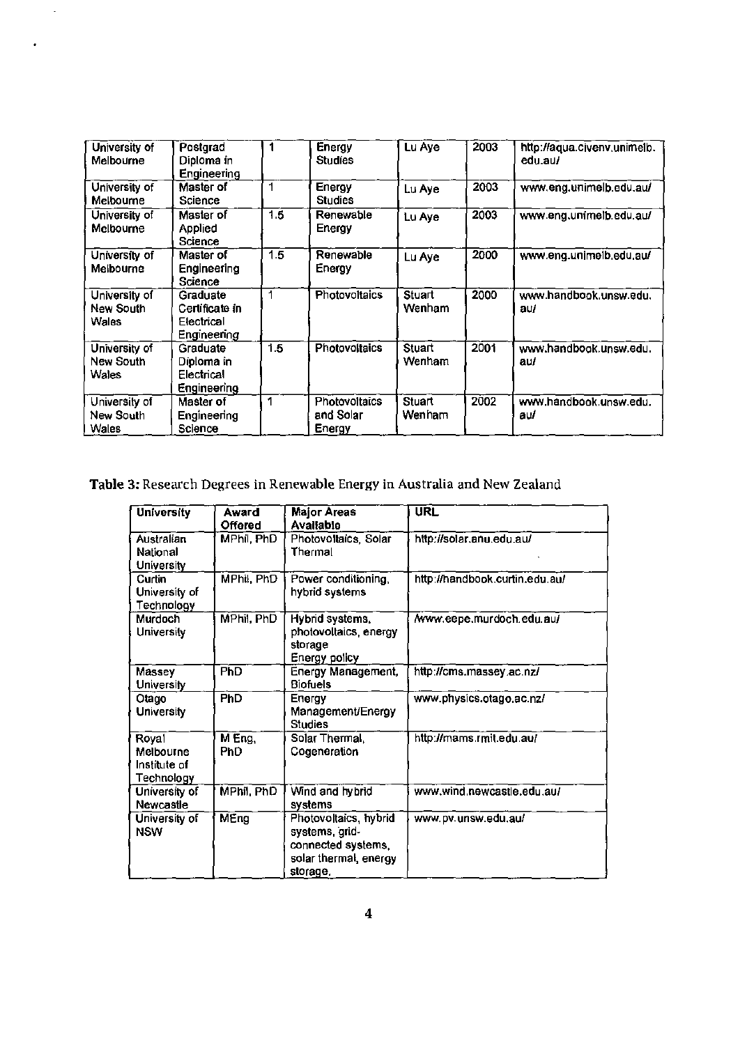| University of Melbourne | Postgrad Diploma in Engineering | 1 | Energy Studies | Lu Aye | 2003 | http://aqua.civenv.unimelb.edu.au/ |
|---|---|---|---|---|---|---|
| University of Melbourne | Master of Science | 1 | Energy Studies | Lu Aye | 2003 | www.eng.unimelb.edu.au/ |
| University of Melbourne | Master of Applied Science | 1.5 | Renewable Energy | Lu Aye | 2003 | www.eng.unimelb.edu.au/ |
| University of Melbourne | Master of Engineering Science | 1.5 | Renewable Energy | Lu Aye | 2000 | www.eng.unimelb.edu.au/ |
| University of New South Wales | Graduate Certificate in Electrical Engineering | 1 | Photovoltaics | Stuart Wenham | 2000 | www.handbook.unsw.edu.au/ |
| University of New South Wales | Graduate Diploma in Electrical Engineering | 1.5 | Photovoltaics | Stuart Wenham | 2001 | www.handbook.unsw.edu.au/ |
| University of New South Wales | Master of Engineering Science | 1 | Photovoltaics and Solar Energy | Stuart Wenham | 2002 | www.handbook.unsw.edu.au/ |

**Table 3:** Research Degrees in Renewable Energy in Australia and New Zealand

| University | Award Offered | Major Areas Available | URL |
|---|---|---|---|
| Australian National University | MPhil, PhD | Photovoltaics, Solar Thermal | http://solar.anu.edu.au/ |
| Curtin University of Technology | MPhil, PhD | Power conditioning, hybrid systems | http://handbook.curtin.edu.au/ |
| Murdoch University | MPhil, PhD | Hybrid systems, photovoltaics, energy storage Energy policy | /www.eepe.murdoch.edu.au/ |
| Massey University | PhD | Energy Management, Biofuels | http://cms.massey.ac.nz/ |
| Otago University | PhD | Energy Management/Energy Studies | www.physics.otago.ac.nz/ |
| Royal Melbourne Institute of Technology | M Eng, PhD | Solar Thermal, Cogeneration | http://mams.rmit.edu.au/ |
| University of Newcastle | MPhil, PhD | Wind and hybrid systems | www.wind.newcastle.edu.au/ |
| University of NSW | MEng | Photovoltaics, hybrid systems, grid-connected systems, solar thermal, energy storage, | www.pv.unsw.edu.au/ |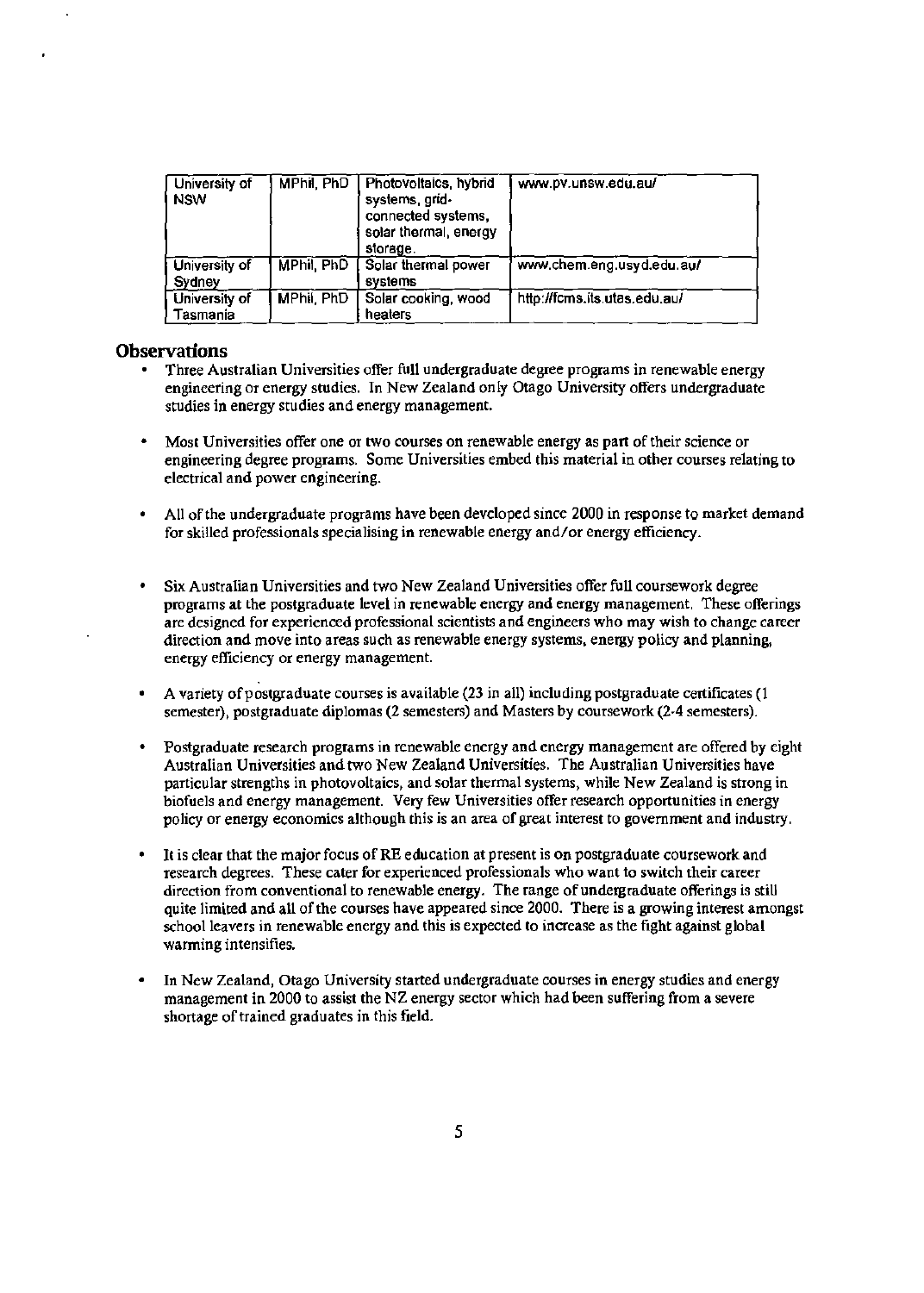| University of NSW | MPhil, PhD | Photovoltaics, hybrid systems, grid-connected systems, solar thermal, energy storage. | www.pv.unsw.edu.au/ |
|---|---|---|---|
| University of Sydney | MPhil, PhD | Solar thermal power systems | www.chem.eng.usyd.edu.au/ |
| University of Tasmania | MPhil, PhD | Solar cooking, wood heaters | http://fcms.its.utas.edu.au/ |

## Observations

- Three Australian Universities offer full undergraduate degree programs in renewable energy engineering or energy studies. In New Zealand only Otago University offers undergraduate studies in energy studies and energy management.

- Most Universities offer one or two courses on renewable energy as part of their science or engineering degree programs. Some Universities embed this material in other courses relating to electrical and power engineering.

- All of the undergraduate programs have been developed since 2000 in response to market demand for skilled professionals specialising in renewable energy and/or energy efficiency.

- Six Australian Universities and two New Zealand Universities offer full coursework degree programs at the postgraduate level in renewable energy and energy management. These offerings are designed for experienced professional scientists and engineers who may wish to change career direction and move into areas such as renewable energy systems, energy policy and planning, energy efficiency or energy management.

- A variety of postgraduate courses is available (23 in all) including postgraduate certificates (1 semester), postgraduate diplomas (2 semesters) and Masters by coursework (2-4 semesters).

- Postgraduate research programs in renewable energy and energy management are offered by eight Australian Universities and two New Zealand Universities. The Australian Universities have particular strengths in photovoltaics, and solar thermal systems, while New Zealand is strong in biofuels and energy management. Very few Universities offer research opportunities in energy policy or energy economics although this is an area of great interest to government and industry.

- It is clear that the major focus of RE education at present is on postgraduate coursework and research degrees. These cater for experienced professionals who want to switch their career direction from conventional to renewable energy. The range of undergraduate offerings is still quite limited and all of the courses have appeared since 2000. There is a growing interest amongst school leavers in renewable energy and this is expected to increase as the fight against global warming intensifies.

- In New Zealand, Otago University started undergraduate courses in energy studies and energy management in 2000 to assist the NZ energy sector which had been suffering from a severe shortage of trained graduates in this field.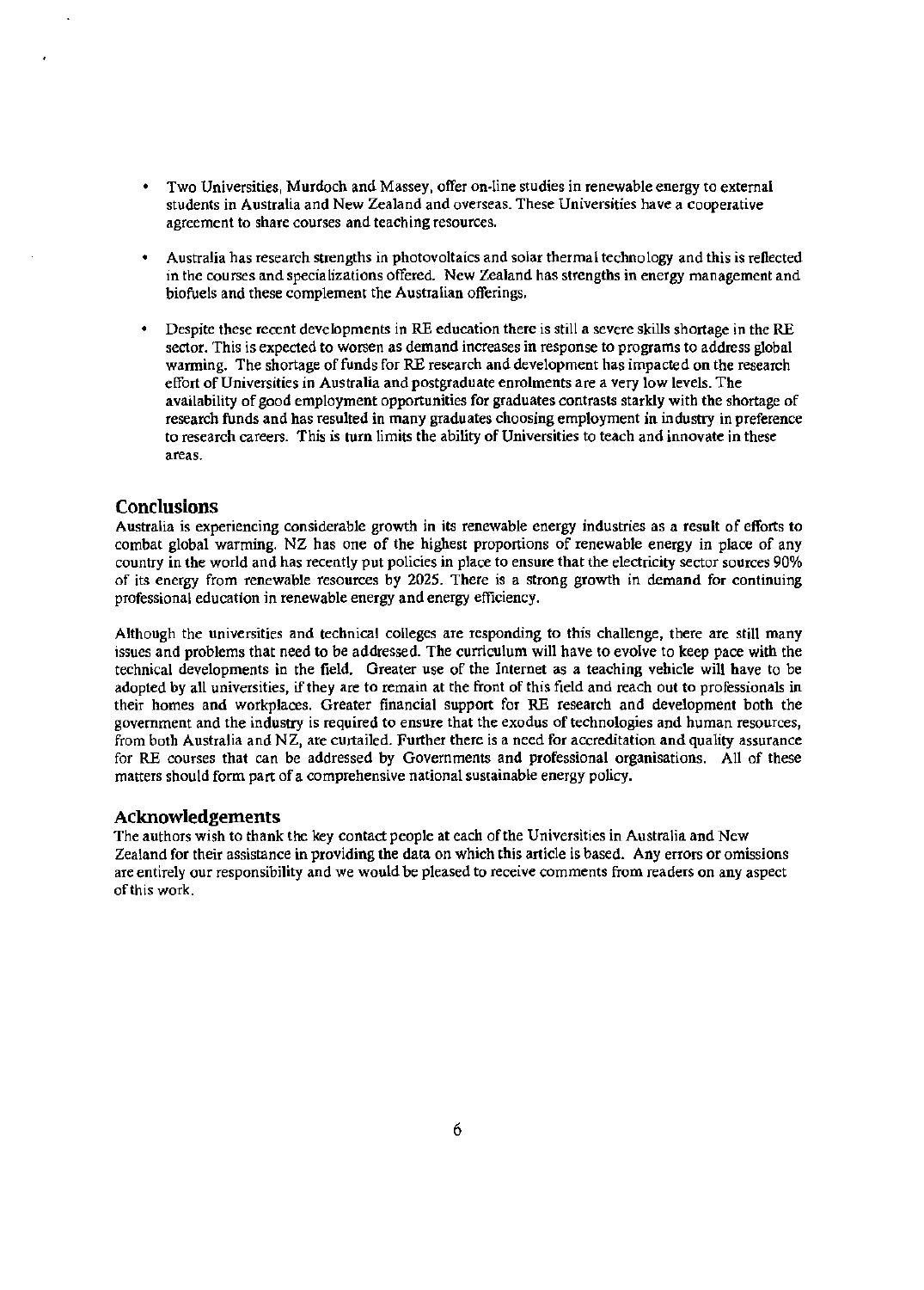- Two Universities, Murdoch and Massey, offer on-line studies in renewable energy to external students in Australia and New Zealand and overseas. These Universities have a cooperative agreement to share courses and teaching resources.

- Australia has research strengths in photovoltaics and solar thermal technology and this is reflected in the courses and specializations offered. New Zealand has strengths in energy management and biofuels and these complement the Australian offerings.

- Despite these recent developments in RE education there is still a severe skills shortage in the RE sector. This is expected to worsen as demand increases in response to programs to address global warming. The shortage of funds for RE research and development has impacted on the research effort of Universities in Australia and postgraduate enrolments are a very low levels. The availability of good employment opportunities for graduates contrasts starkly with the shortage of research funds and has resulted in many graduates choosing employment in industry in preference to research careers. This is turn limits the ability of Universities to teach and innovate in these areas.

## Conclusions

Australia is experiencing considerable growth in its renewable energy industries as a result of efforts to combat global warming. NZ has one of the highest proportions of renewable energy in place of any country in the world and has recently put policies in place to ensure that the electricity sector sources 90% of its energy from renewable resources by 2025. There is a strong growth in demand for continuing professional education in renewable energy and energy efficiency.

Although the universities and technical colleges are responding to this challenge, there are still many issues and problems that need to be addressed. The curriculum will have to evolve to keep pace with the technical developments in the field. Greater use of the Internet as a teaching vehicle will have to be adopted by all universities, if they are to remain at the front of this field and reach out to professionals in their homes and workplaces. Greater financial support for RE research and development both the government and the industry is required to ensure that the exodus of technologies and human resources, from both Australia and NZ, are curtailed. Further there is a need for accreditation and quality assurance for RE courses that can be addressed by Governments and professional organisations. All of these matters should form part of a comprehensive national sustainable energy policy.

## Acknowledgements

The authors wish to thank the key contact people at each of the Universities in Australia and New Zealand for their assistance in providing the data on which this article is based. Any errors or omissions are entirely our responsibility and we would be pleased to receive comments from readers on any aspect of this work.